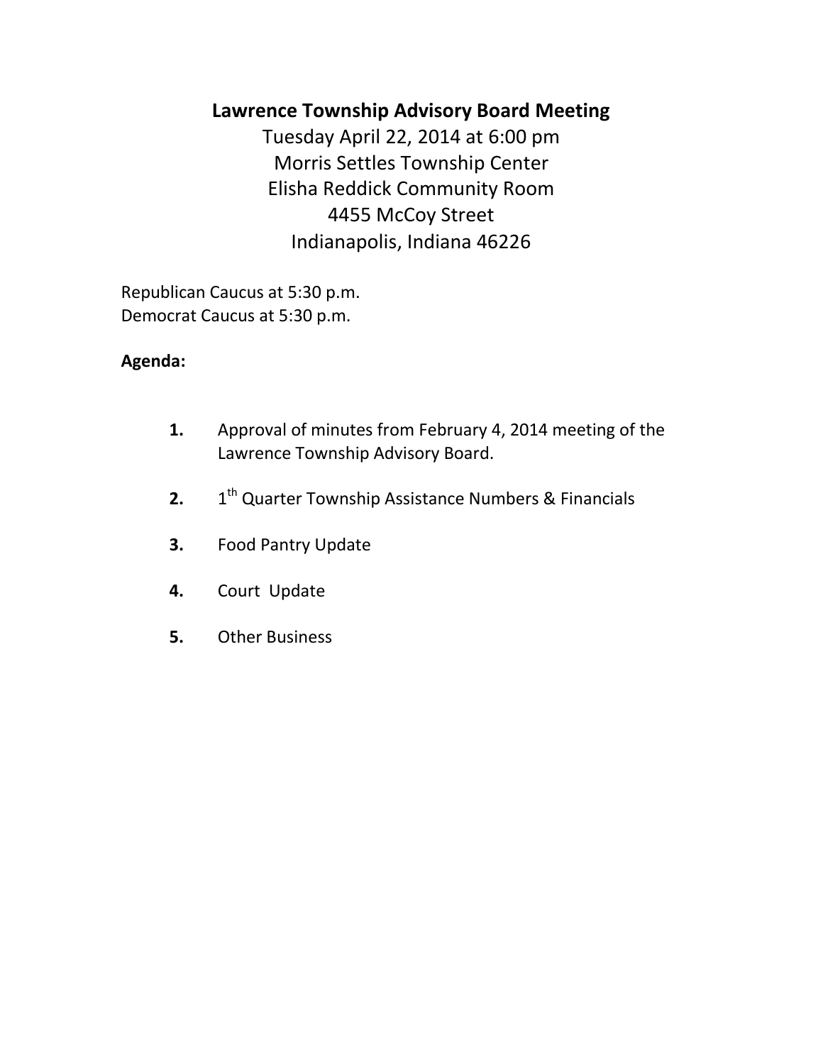# Lawrence Township Advisory Board Meeting

Tuesday April 22, 2014 at 6:00 pm
Morris Settles Township Center
Elisha Reddick Community Room
4455 McCoy Street
Indianapolis, Indiana 46226

Republican Caucus at 5:30 p.m.
Democrat Caucus at 5:30 p.m.

**Agenda:**

1. Approval of minutes from February 4, 2014 meeting of the Lawrence Township Advisory Board.
2. 1th Quarter Township Assistance Numbers & Financials
3. Food Pantry Update
4. Court Update
5. Other Business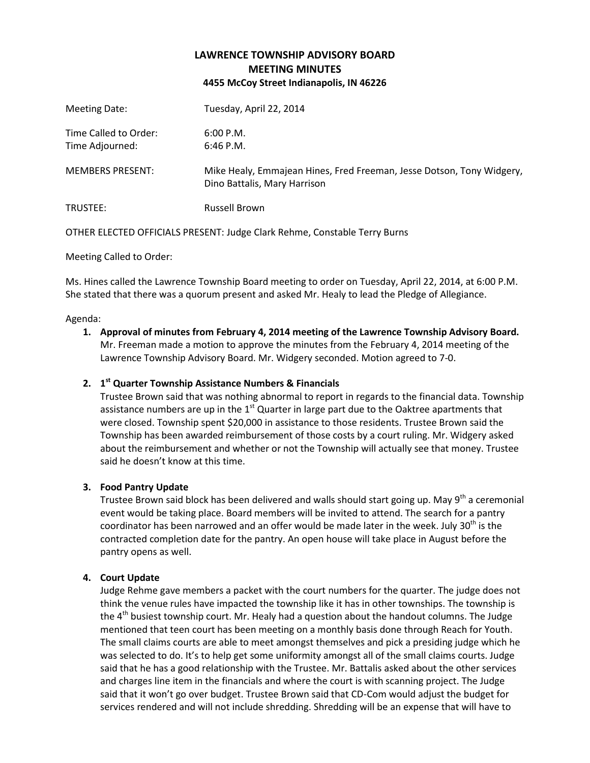# LAWRENCE TOWNSHIP ADVISORY BOARD
## MEETING MINUTES
### 4455 McCoy Street Indianapolis, IN 46226

Meeting Date: Tuesday, April 22, 2014

Time Called to Order: 6:00 P.M.
Time Adjourned: 6:46 P.M.

MEMBERS PRESENT: Mike Healy, Emmajean Hines, Fred Freeman, Jesse Dotson, Tony Widgery, Dino Battalis, Mary Harrison

TRUSTEE: Russell Brown

OTHER ELECTED OFFICIALS PRESENT: Judge Clark Rehme, Constable Terry Burns

Meeting Called to Order:

Ms. Hines called the Lawrence Township Board meeting to order on Tuesday, April 22, 2014, at 6:00 P.M. She stated that there was a quorum present and asked Mr. Healy to lead the Pledge of Allegiance.

Agenda:

1. **Approval of minutes from February 4, 2014 meeting of the Lawrence Township Advisory Board.** Mr. Freeman made a motion to approve the minutes from the February 4, 2014 meeting of the Lawrence Township Advisory Board. Mr. Widgery seconded. Motion agreed to 7-0.

2. **1st Quarter Township Assistance Numbers & Financials**
   Trustee Brown said that was nothing abnormal to report in regards to the financial data. Township assistance numbers are up in the 1st Quarter in large part due to the Oaktree apartments that were closed. Township spent $20,000 in assistance to those residents. Trustee Brown said the Township has been awarded reimbursement of those costs by a court ruling. Mr. Widgery asked about the reimbursement and whether or not the Township will actually see that money. Trustee said he doesn't know at this time.

3. **Food Pantry Update**
   Trustee Brown said block has been delivered and walls should start going up. May 9th a ceremonial event would be taking place. Board members will be invited to attend. The search for a pantry coordinator has been narrowed and an offer would be made later in the week. July 30th is the contracted completion date for the pantry. An open house will take place in August before the pantry opens as well.

4. **Court Update**
   Judge Rehme gave members a packet with the court numbers for the quarter. The judge does not think the venue rules have impacted the township like it has in other townships. The township is the 4th busiest township court. Mr. Healy had a question about the handout columns. The Judge mentioned that teen court has been meeting on a monthly basis done through Reach for Youth. The small claims courts are able to meet amongst themselves and pick a presiding judge which he was selected to do. It's to help get some uniformity amongst all of the small claims courts. Judge said that he has a good relationship with the Trustee. Mr. Battalis asked about the other services and charges line item in the financials and where the court is with scanning project. The Judge said that it won't go over budget. Trustee Brown said that CD-Com would adjust the budget for services rendered and will not include shredding. Shredding will be an expense that will have to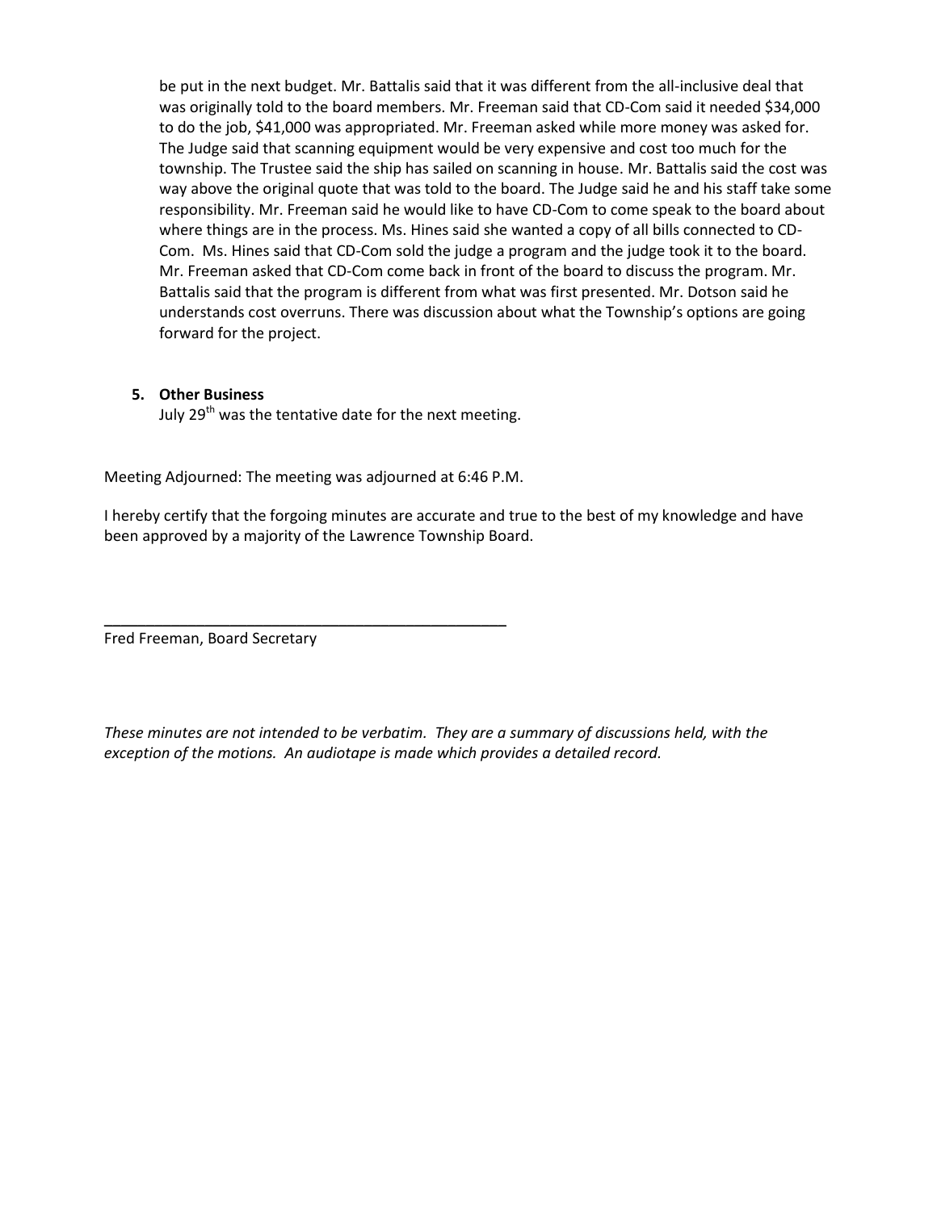be put in the next budget. Mr. Battalis said that it was different from the all-inclusive deal that was originally told to the board members. Mr. Freeman said that CD-Com said it needed $34,000 to do the job, $41,000 was appropriated. Mr. Freeman asked while more money was asked for. The Judge said that scanning equipment would be very expensive and cost too much for the township. The Trustee said the ship has sailed on scanning in house. Mr. Battalis said the cost was way above the original quote that was told to the board. The Judge said he and his staff take some responsibility. Mr. Freeman said he would like to have CD-Com to come speak to the board about where things are in the process. Ms. Hines said she wanted a copy of all bills connected to CD-Com. Ms. Hines said that CD-Com sold the judge a program and the judge took it to the board. Mr. Freeman asked that CD-Com come back in front of the board to discuss the program. Mr. Battalis said that the program is different from what was first presented. Mr. Dotson said he understands cost overruns. There was discussion about what the Township's options are going forward for the project.

5. **Other Business**

   July 29th was the tentative date for the next meeting.

Meeting Adjourned: The meeting was adjourned at 6:46 P.M.

I hereby certify that the forgoing minutes are accurate and true to the best of my knowledge and have been approved by a majority of the Lawrence Township Board.

\_\_\_\_\_\_\_\_\_\_\_\_\_\_\_\_\_\_\_\_\_\_\_\_\_\_\_\_\_\_\_\_\_\_\_\_\_\_\_\_\_\_\_\_\_\_

Fred Freeman, Board Secretary

*These minutes are not intended to be verbatim. They are a summary of discussions held, with the exception of the motions. An audiotape is made which provides a detailed record.*